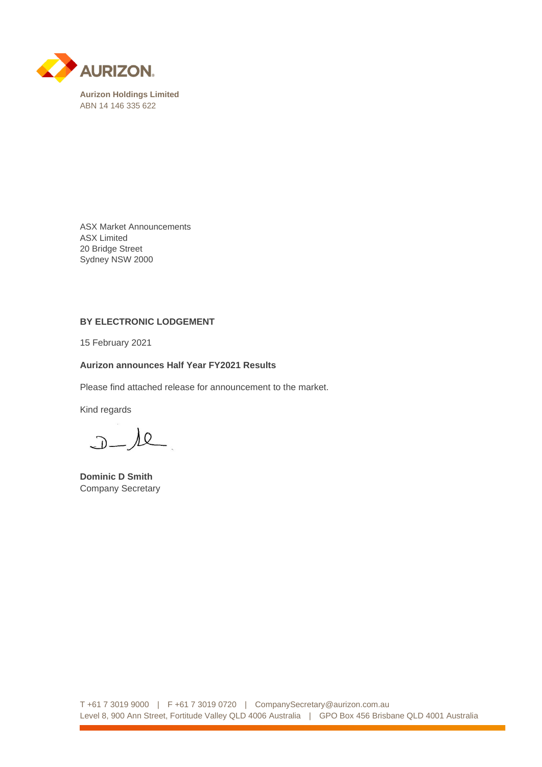**Aurizon Holdings Limited**
ABN 14 146 335 622

ASX Market Announcements
ASX Limited
20 Bridge Street
Sydney NSW 2000

**BY ELECTRONIC LODGEMENT**

15 February 2021

**Aurizon announces Half Year FY2021 Results**

Please find attached release for announcement to the market.

Kind regards

**Dominic D Smith**
Company Secretary

T +61 7 3019 9000 | F +61 7 3019 0720 | CompanySecretary@aurizon.com.au
Level 8, 900 Ann Street, Fortitude Valley QLD 4006 Australia | GPO Box 456 Brisbane QLD 4001 Australia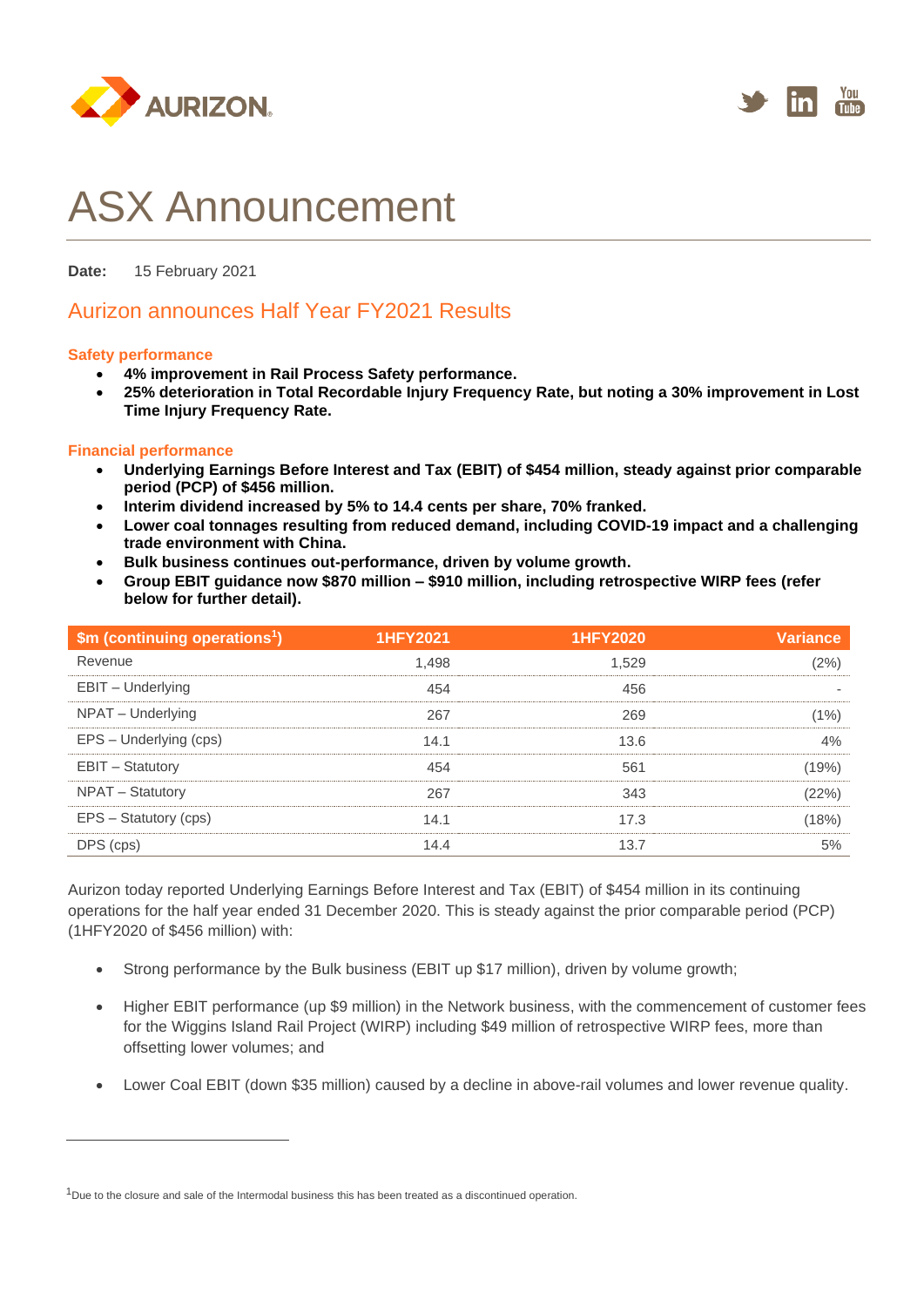# ASX Announcement

**Date:** 15 February 2021

## Aurizon announces Half Year FY2021 Results

### Safety performance

- **4% improvement in Rail Process Safety performance.**
- **25% deterioration in Total Recordable Injury Frequency Rate, but noting a 30% improvement in Lost Time Injury Frequency Rate.**

### Financial performance

- **Underlying Earnings Before Interest and Tax (EBIT) of $454 million, steady against prior comparable period (PCP) of $456 million.**
- **Interim dividend increased by 5% to 14.4 cents per share, 70% franked.**
- **Lower coal tonnages resulting from reduced demand, including COVID-19 impact and a challenging trade environment with China.**
- **Bulk business continues out-performance, driven by volume growth.**
- **Group EBIT guidance now $870 million – $910 million, including retrospective WIRP fees (refer below for further detail).**

| $m (continuing operations[1]) | 1HFY2021 | 1HFY2020 | Variance |
|---|---|---|---|
| Revenue | 1,498 | 1,529 | (2%) |
| EBIT – Underlying | 454 | 456 | - |
| NPAT – Underlying | 267 | 269 | (1%) |
| EPS – Underlying (cps) | 14.1 | 13.6 | 4% |
| EBIT – Statutory | 454 | 561 | (19%) |
| NPAT – Statutory | 267 | 343 | (22%) |
| EPS – Statutory (cps) | 14.1 | 17.3 | (18%) |
| DPS (cps) | 14.4 | 13.7 | 5% |

Aurizon today reported Underlying Earnings Before Interest and Tax (EBIT) of $454 million in its continuing operations for the half year ended 31 December 2020. This is steady against the prior comparable period (PCP) (1HFY2020 of $456 million) with:

- Strong performance by the Bulk business (EBIT up $17 million), driven by volume growth;
- Higher EBIT performance (up $9 million) in the Network business, with the commencement of customer fees for the Wiggins Island Rail Project (WIRP) including $49 million of retrospective WIRP fees, more than offsetting lower volumes; and
- Lower Coal EBIT (down $35 million) caused by a decline in above-rail volumes and lower revenue quality.

[1] Due to the closure and sale of the Intermodal business this has been treated as a discontinued operation.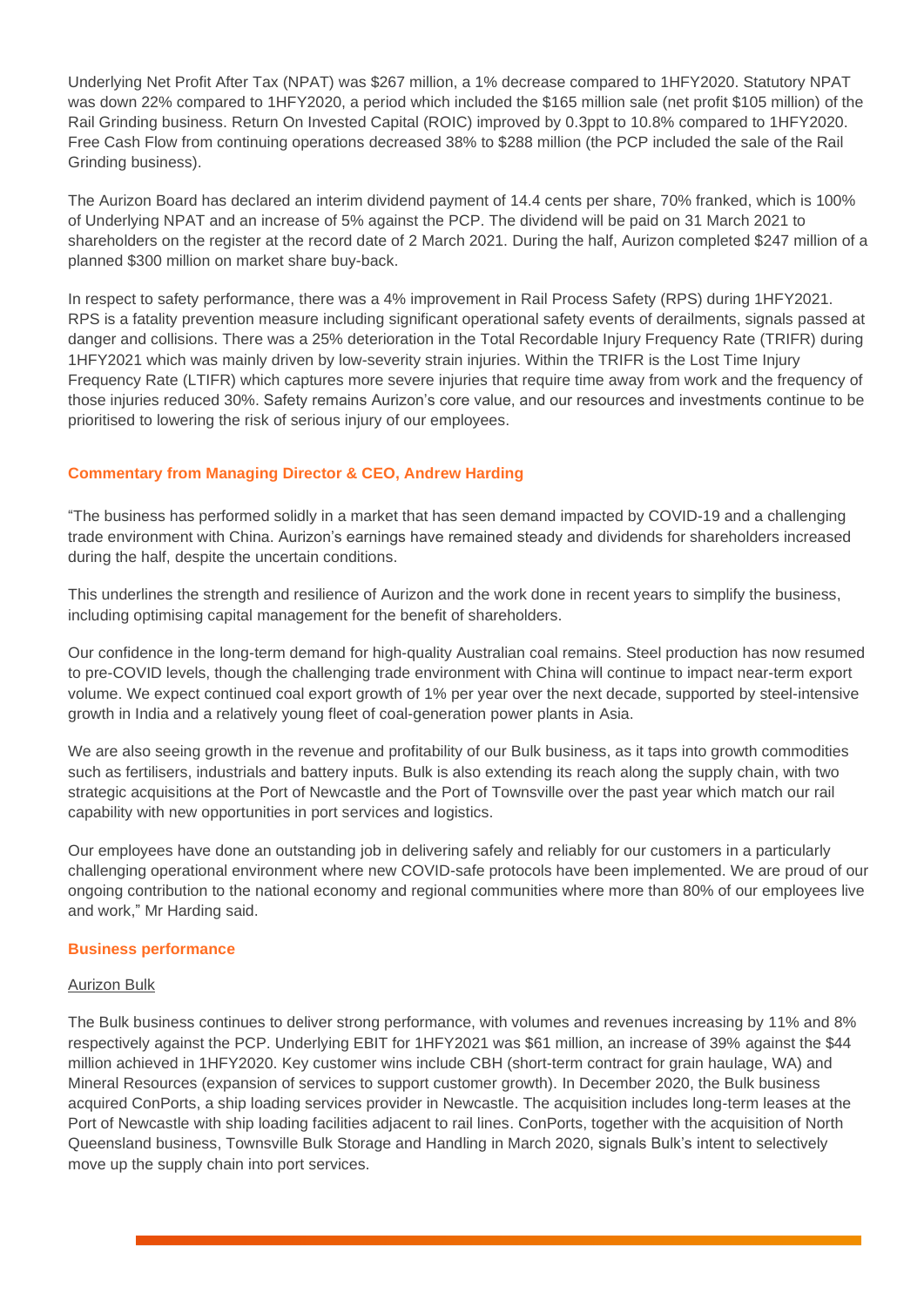Underlying Net Profit After Tax (NPAT) was $267 million, a 1% decrease compared to 1HFY2020. Statutory NPAT was down 22% compared to 1HFY2020, a period which included the $165 million sale (net profit $105 million) of the Rail Grinding business. Return On Invested Capital (ROIC) improved by 0.3ppt to 10.8% compared to 1HFY2020. Free Cash Flow from continuing operations decreased 38% to $288 million (the PCP included the sale of the Rail Grinding business).

The Aurizon Board has declared an interim dividend payment of 14.4 cents per share, 70% franked, which is 100% of Underlying NPAT and an increase of 5% against the PCP. The dividend will be paid on 31 March 2021 to shareholders on the register at the record date of 2 March 2021. During the half, Aurizon completed $247 million of a planned $300 million on market share buy-back.

In respect to safety performance, there was a 4% improvement in Rail Process Safety (RPS) during 1HFY2021. RPS is a fatality prevention measure including significant operational safety events of derailments, signals passed at danger and collisions. There was a 25% deterioration in the Total Recordable Injury Frequency Rate (TRIFR) during 1HFY2021 which was mainly driven by low-severity strain injuries. Within the TRIFR is the Lost Time Injury Frequency Rate (LTIFR) which captures more severe injuries that require time away from work and the frequency of those injuries reduced 30%. Safety remains Aurizon's core value, and our resources and investments continue to be prioritised to lowering the risk of serious injury of our employees.

### Commentary from Managing Director & CEO, Andrew Harding

"The business has performed solidly in a market that has seen demand impacted by COVID-19 and a challenging trade environment with China. Aurizon's earnings have remained steady and dividends for shareholders increased during the half, despite the uncertain conditions.

This underlines the strength and resilience of Aurizon and the work done in recent years to simplify the business, including optimising capital management for the benefit of shareholders.

Our confidence in the long-term demand for high-quality Australian coal remains. Steel production has now resumed to pre-COVID levels, though the challenging trade environment with China will continue to impact near-term export volume. We expect continued coal export growth of 1% per year over the next decade, supported by steel-intensive growth in India and a relatively young fleet of coal-generation power plants in Asia.

We are also seeing growth in the revenue and profitability of our Bulk business, as it taps into growth commodities such as fertilisers, industrials and battery inputs. Bulk is also extending its reach along the supply chain, with two strategic acquisitions at the Port of Newcastle and the Port of Townsville over the past year which match our rail capability with new opportunities in port services and logistics.

Our employees have done an outstanding job in delivering safely and reliably for our customers in a particularly challenging operational environment where new COVID-safe protocols have been implemented. We are proud of our ongoing contribution to the national economy and regional communities where more than 80% of our employees live and work," Mr Harding said.

### Business performance

#### Aurizon Bulk

The Bulk business continues to deliver strong performance, with volumes and revenues increasing by 11% and 8% respectively against the PCP. Underlying EBIT for 1HFY2021 was $61 million, an increase of 39% against the $44 million achieved in 1HFY2020. Key customer wins include CBH (short-term contract for grain haulage, WA) and Mineral Resources (expansion of services to support customer growth). In December 2020, the Bulk business acquired ConPorts, a ship loading services provider in Newcastle. The acquisition includes long-term leases at the Port of Newcastle with ship loading facilities adjacent to rail lines. ConPorts, together with the acquisition of North Queensland business, Townsville Bulk Storage and Handling in March 2020, signals Bulk's intent to selectively move up the supply chain into port services.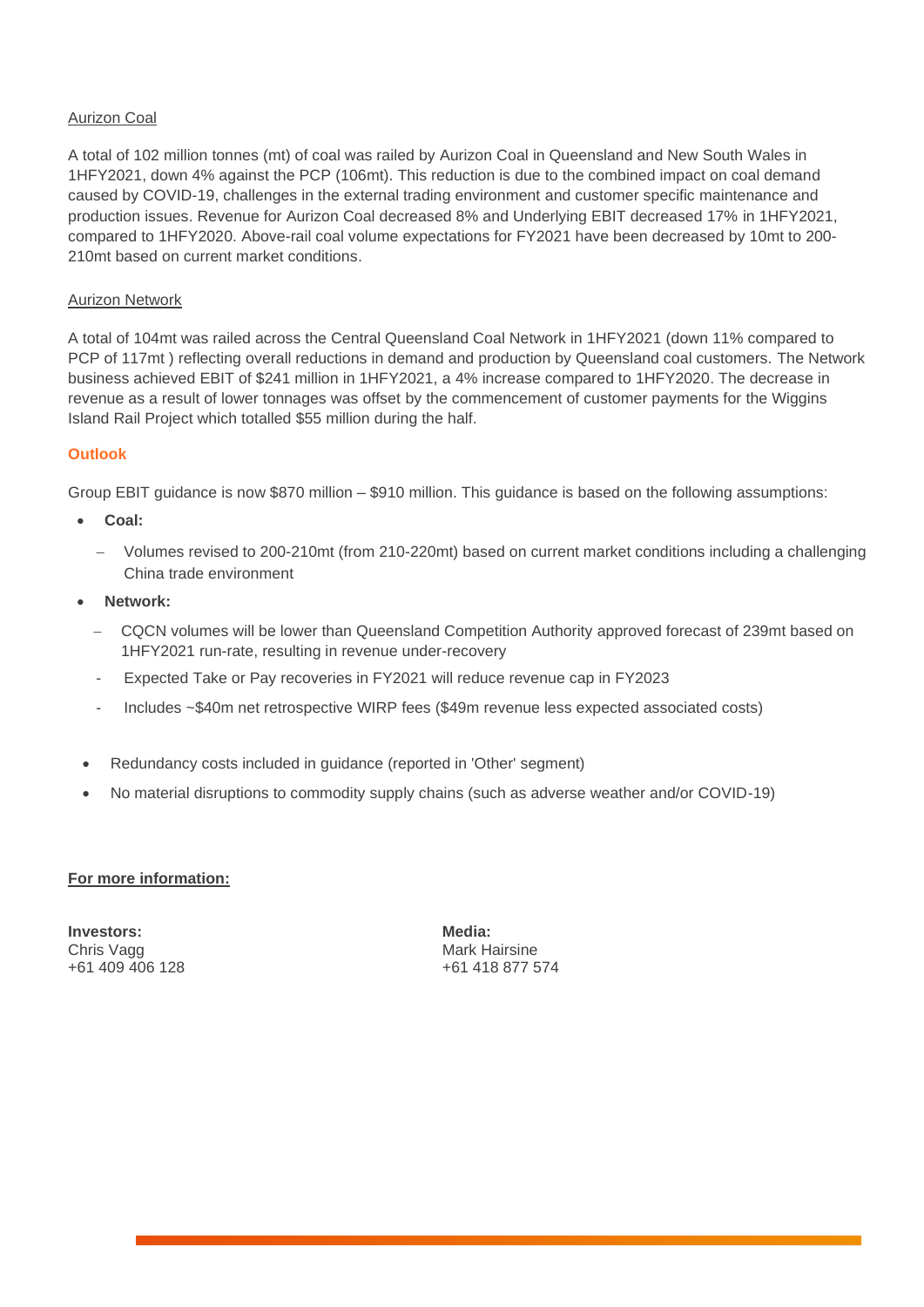Aurizon Coal

A total of 102 million tonnes (mt) of coal was railed by Aurizon Coal in Queensland and New South Wales in 1HFY2021, down 4% against the PCP (106mt). This reduction is due to the combined impact on coal demand caused by COVID-19, challenges in the external trading environment and customer specific maintenance and production issues. Revenue for Aurizon Coal decreased 8% and Underlying EBIT decreased 17% in 1HFY2021, compared to 1HFY2020. Above-rail coal volume expectations for FY2021 have been decreased by 10mt to 200-210mt based on current market conditions.

Aurizon Network

A total of 104mt was railed across the Central Queensland Coal Network in 1HFY2021 (down 11% compared to PCP of 117mt ) reflecting overall reductions in demand and production by Queensland coal customers. The Network business achieved EBIT of $241 million in 1HFY2021, a 4% increase compared to 1HFY2020. The decrease in revenue as a result of lower tonnages was offset by the commencement of customer payments for the Wiggins Island Rail Project which totalled $55 million during the half.

## Outlook

Group EBIT guidance is now $870 million – $910 million. This guidance is based on the following assumptions:

- **Coal:**
  - Volumes revised to 200-210mt (from 210-220mt) based on current market conditions including a challenging China trade environment
- **Network:**
  - CQCN volumes will be lower than Queensland Competition Authority approved forecast of 239mt based on 1HFY2021 run-rate, resulting in revenue under-recovery
  - Expected Take or Pay recoveries in FY2021 will reduce revenue cap in FY2023
  - Includes ~$40m net retrospective WIRP fees ($49m revenue less expected associated costs)
- Redundancy costs included in guidance (reported in 'Other' segment)
- No material disruptions to commodity supply chains (such as adverse weather and/or COVID-19)

**For more information:**

**Investors:**
Chris Vagg
+61 409 406 128

**Media:**
Mark Hairsine
+61 418 877 574